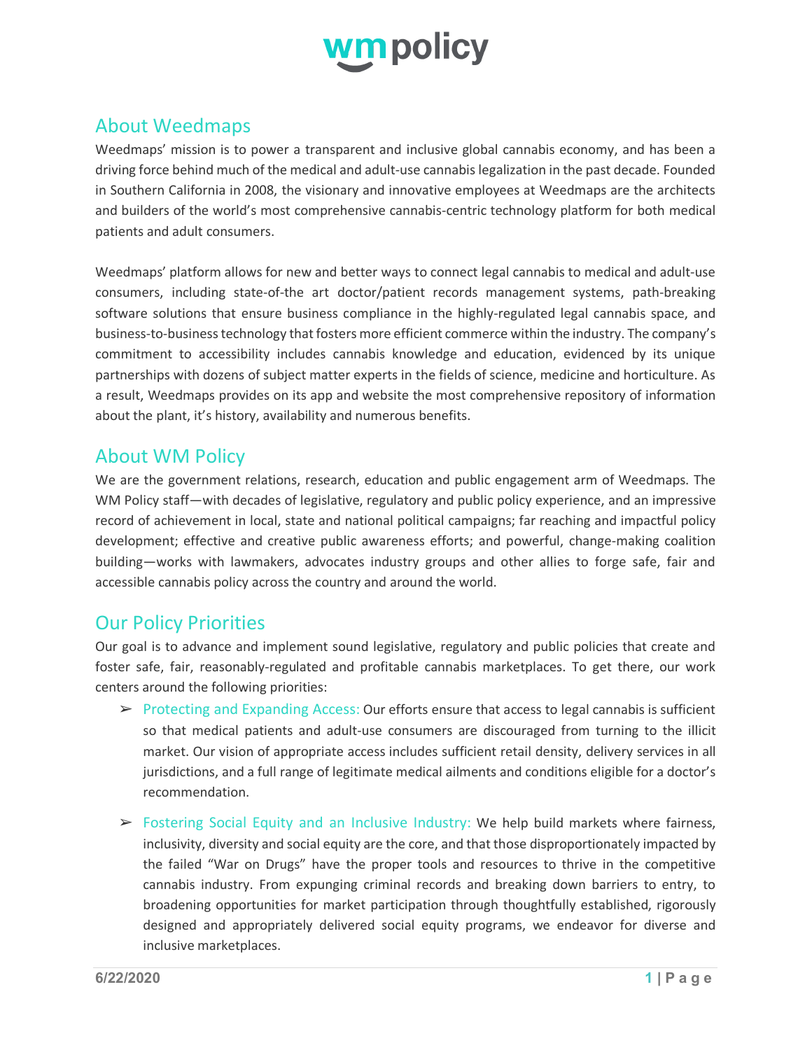# wmpolicy

## About Weedmaps

Weedmaps' mission is to power a transparent and inclusive global cannabis economy, and has been a driving force behind much of the medical and adult-use cannabis legalization in the past decade. Founded in Southern California in 2008, the visionary and innovative employees at Weedmaps are the architects and builders of the world's most comprehensive cannabis-centric technology platform for both medical patients and adult consumers.

Weedmaps' platform allows for new and better ways to connect legal cannabis to medical and adult-use consumers, including state-of-the art doctor/patient records management systems, path-breaking software solutions that ensure business compliance in the highly-regulated legal cannabis space, and business-to-business technology that fosters more efficient commerce within the industry. The company's commitment to accessibility includes cannabis knowledge and education, evidenced by its unique partnerships with dozens of subject matter experts in the fields of science, medicine and horticulture. As a result, Weedmaps provides on its app and website the most comprehensive repository of information about the plant, it's history, availability and numerous benefits.

## About WM Policy

We are the government relations, research, education and public engagement arm of Weedmaps. The WM Policy staff—with decades of legislative, regulatory and public policy experience, and an impressive record of achievement in local, state and national political campaigns; far reaching and impactful policy development; effective and creative public awareness efforts; and powerful, change-making coalition building—works with lawmakers, advocates industry groups and other allies to forge safe, fair and accessible cannabis policy across the country and around the world.

## Our Policy Priorities

Our goal is to advance and implement sound legislative, regulatory and public policies that create and foster safe, fair, reasonably-regulated and profitable cannabis marketplaces. To get there, our work centers around the following priorities:

- Protecting and Expanding Access: Our efforts ensure that access to legal cannabis is sufficient so that medical patients and adult-use consumers are discouraged from turning to the illicit market. Our vision of appropriate access includes sufficient retail density, delivery services in all jurisdictions, and a full range of legitimate medical ailments and conditions eligible for a doctor's recommendation.

- Fostering Social Equity and an Inclusive Industry: We help build markets where fairness, inclusivity, diversity and social equity are the core, and that those disproportionately impacted by the failed "War on Drugs" have the proper tools and resources to thrive in the competitive cannabis industry. From expunging criminal records and breaking down barriers to entry, to broadening opportunities for market participation through thoughtfully established, rigorously designed and appropriately delivered social equity programs, we endeavor for diverse and inclusive marketplaces.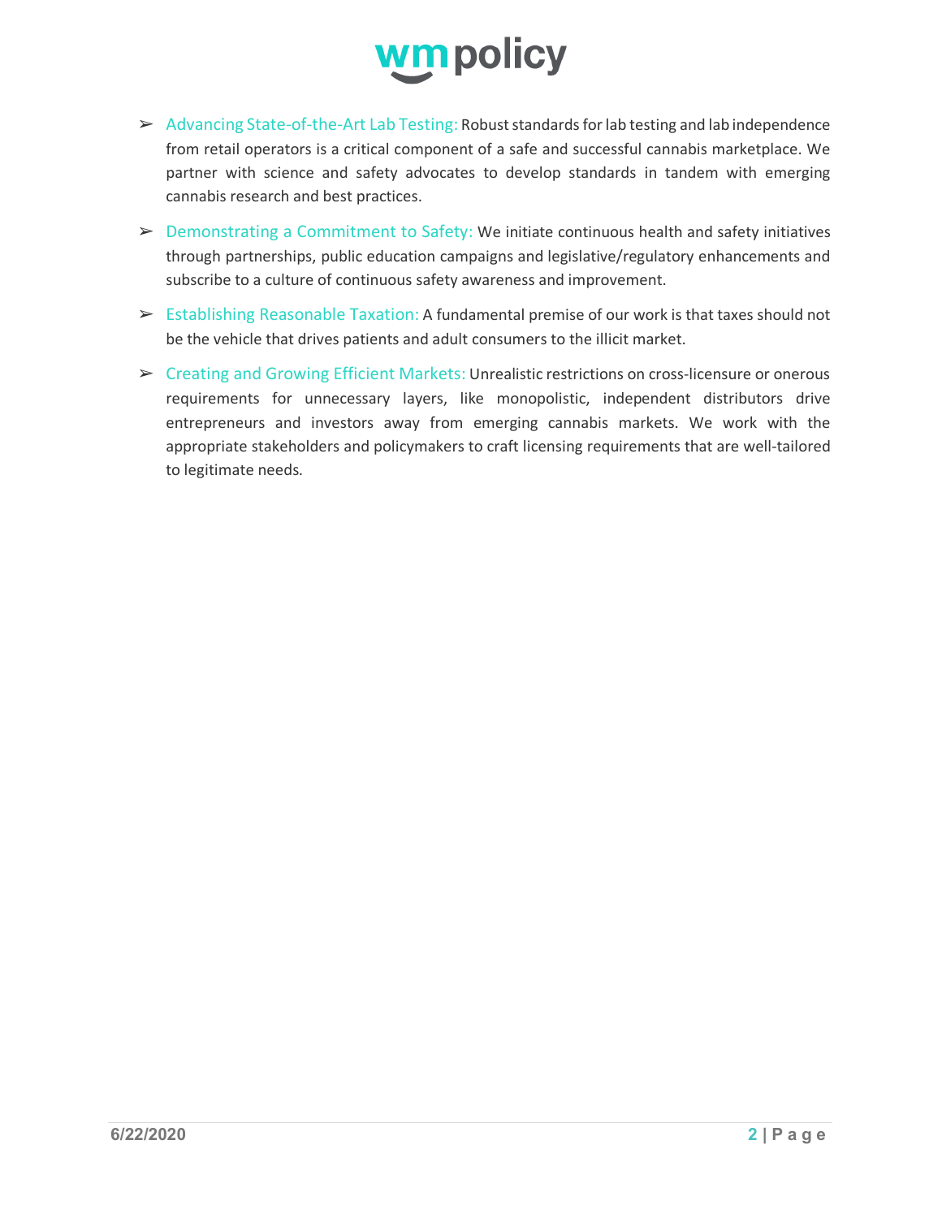- Advancing State-of-the-Art Lab Testing: Robust standards for lab testing and lab independence from retail operators is a critical component of a safe and successful cannabis marketplace. We partner with science and safety advocates to develop standards in tandem with emerging cannabis research and best practices.
- Demonstrating a Commitment to Safety: We initiate continuous health and safety initiatives through partnerships, public education campaigns and legislative/regulatory enhancements and subscribe to a culture of continuous safety awareness and improvement.
- Establishing Reasonable Taxation: A fundamental premise of our work is that taxes should not be the vehicle that drives patients and adult consumers to the illicit market.
- Creating and Growing Efficient Markets: Unrealistic restrictions on cross-licensure or onerous requirements for unnecessary layers, like monopolistic, independent distributors drive entrepreneurs and investors away from emerging cannabis markets. We work with the appropriate stakeholders and policymakers to craft licensing requirements that are well-tailored to legitimate needs.